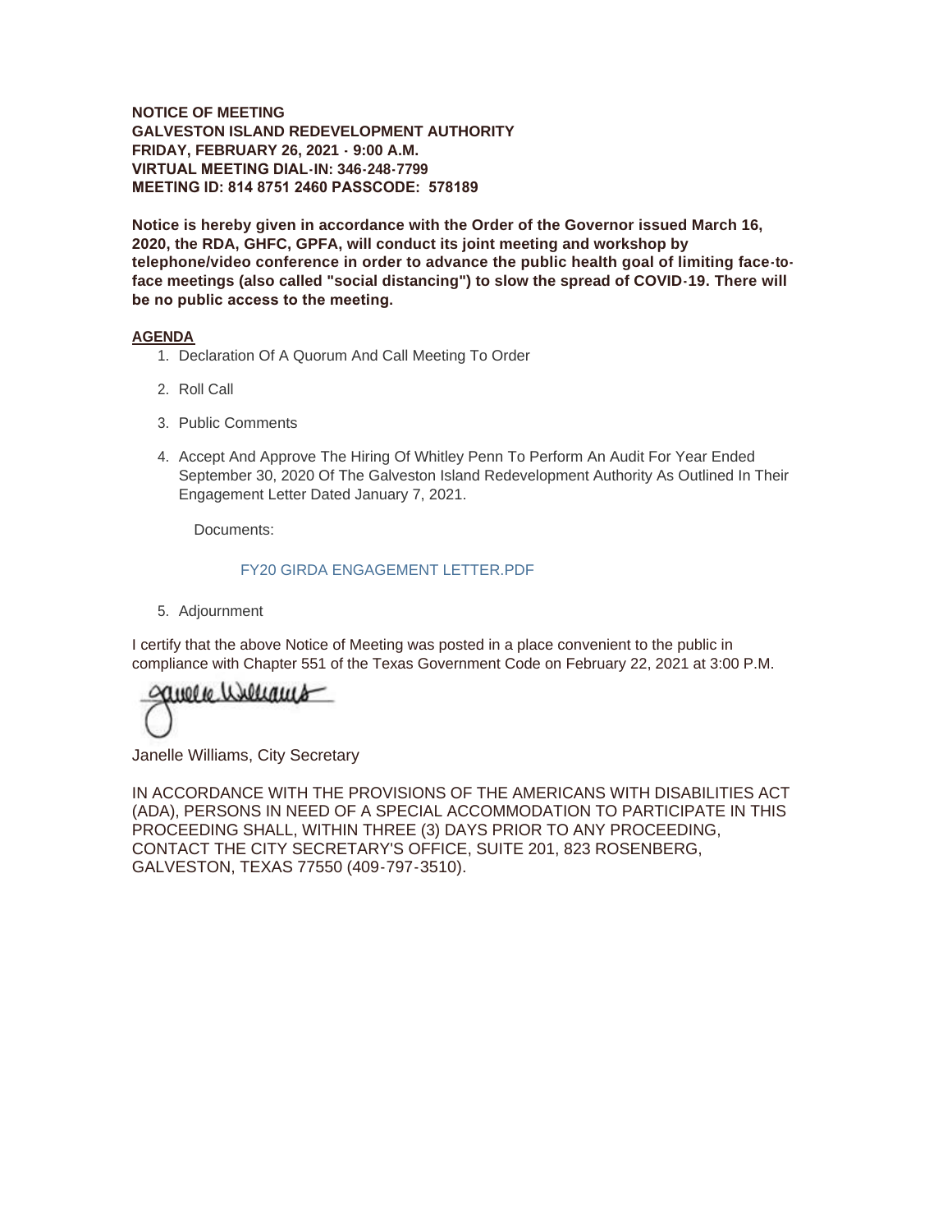**NOTICE OF MEETING**
**GALVESTON ISLAND REDEVELOPMENT AUTHORITY**
**FRIDAY, FEBRUARY 26, 2021 - 9:00 A.M.**
**VIRTUAL MEETING DIAL-IN: 346-248-7799**
**MEETING ID: 814 8751 2460 PASSCODE: 578189**

**Notice is hereby given in accordance with the Order of the Governor issued March 16, 2020, the RDA, GHFC, GPFA, will conduct its joint meeting and workshop by telephone/video conference in order to advance the public health goal of limiting face-to-face meetings (also called "social distancing") to slow the spread of COVID-19. There will be no public access to the meeting.**

**AGENDA**

1. Declaration Of A Quorum And Call Meeting To Order
2. Roll Call
3. Public Comments
4. Accept And Approve The Hiring Of Whitley Penn To Perform An Audit For Year Ended September 30, 2020 Of The Galveston Island Redevelopment Authority As Outlined In Their Engagement Letter Dated January 7, 2021.

   Documents:

   FY20 GIRDA ENGAGEMENT LETTER.PDF

5. Adjournment

I certify that the above Notice of Meeting was posted in a place convenient to the public in compliance with Chapter 551 of the Texas Government Code on February 22, 2021 at 3:00 P.M.

Janelle Williams

Janelle Williams, City Secretary

IN ACCORDANCE WITH THE PROVISIONS OF THE AMERICANS WITH DISABILITIES ACT (ADA), PERSONS IN NEED OF A SPECIAL ACCOMMODATION TO PARTICIPATE IN THIS PROCEEDING SHALL, WITHIN THREE (3) DAYS PRIOR TO ANY PROCEEDING, CONTACT THE CITY SECRETARY'S OFFICE, SUITE 201, 823 ROSENBERG, GALVESTON, TEXAS 77550 (409-797-3510).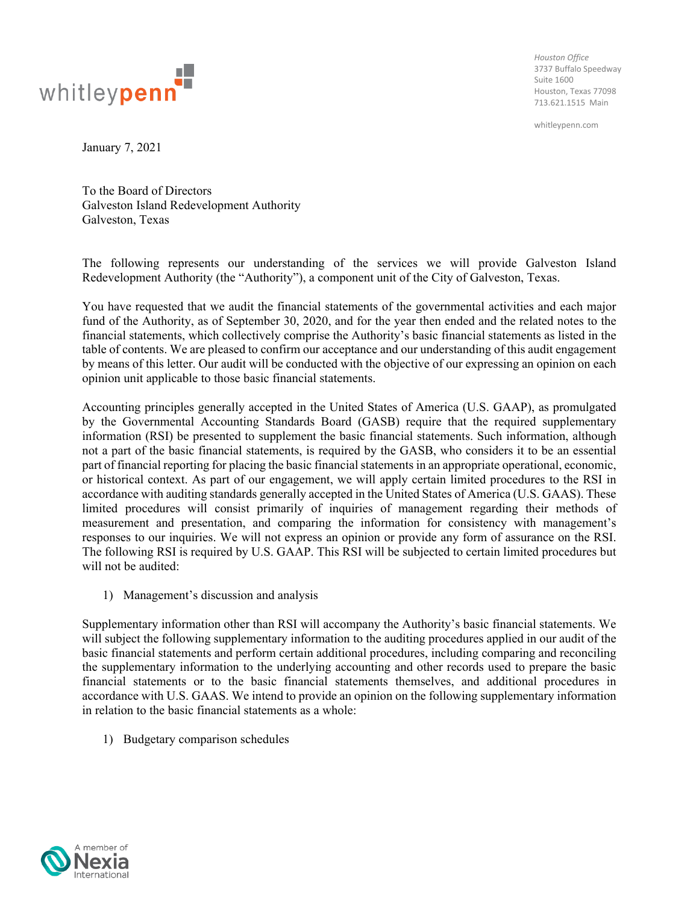Houston Office
3737 Buffalo Speedway
Suite 1600
Houston, Texas 77098
713.621.1515 Main

whitleypenn.com

January 7, 2021

To the Board of Directors
Galveston Island Redevelopment Authority
Galveston, Texas

The following represents our understanding of the services we will provide Galveston Island Redevelopment Authority (the "Authority"), a component unit of the City of Galveston, Texas.

You have requested that we audit the financial statements of the governmental activities and each major fund of the Authority, as of September 30, 2020, and for the year then ended and the related notes to the financial statements, which collectively comprise the Authority's basic financial statements as listed in the table of contents. We are pleased to confirm our acceptance and our understanding of this audit engagement by means of this letter. Our audit will be conducted with the objective of our expressing an opinion on each opinion unit applicable to those basic financial statements.

Accounting principles generally accepted in the United States of America (U.S. GAAP), as promulgated by the Governmental Accounting Standards Board (GASB) require that the required supplementary information (RSI) be presented to supplement the basic financial statements. Such information, although not a part of the basic financial statements, is required by the GASB, who considers it to be an essential part of financial reporting for placing the basic financial statements in an appropriate operational, economic, or historical context. As part of our engagement, we will apply certain limited procedures to the RSI in accordance with auditing standards generally accepted in the United States of America (U.S. GAAS). These limited procedures will consist primarily of inquiries of management regarding their methods of measurement and presentation, and comparing the information for consistency with management's responses to our inquiries. We will not express an opinion or provide any form of assurance on the RSI. The following RSI is required by U.S. GAAP. This RSI will be subjected to certain limited procedures but will not be audited:

1) Management's discussion and analysis

Supplementary information other than RSI will accompany the Authority's basic financial statements. We will subject the following supplementary information to the auditing procedures applied in our audit of the basic financial statements and perform certain additional procedures, including comparing and reconciling the supplementary information to the underlying accounting and other records used to prepare the basic financial statements or to the basic financial statements themselves, and additional procedures in accordance with U.S. GAAS. We intend to provide an opinion on the following supplementary information in relation to the basic financial statements as a whole:

1) Budgetary comparison schedules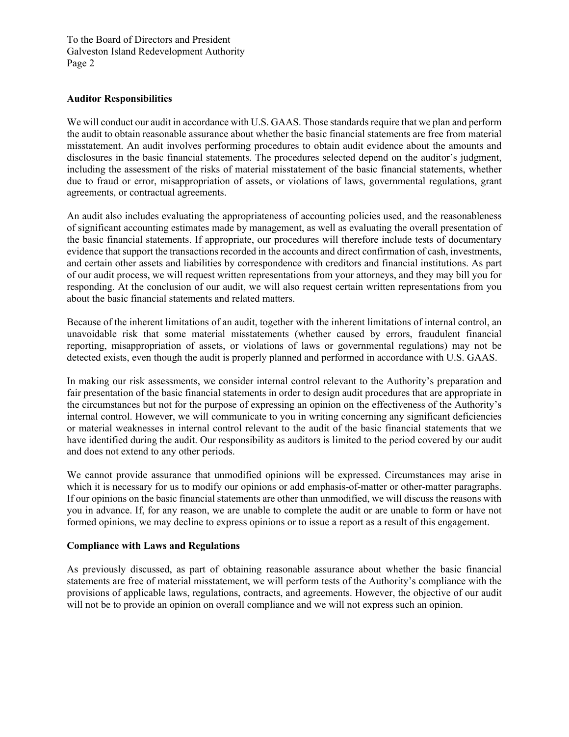**Auditor Responsibilities**

We will conduct our audit in accordance with U.S. GAAS. Those standards require that we plan and perform the audit to obtain reasonable assurance about whether the basic financial statements are free from material misstatement. An audit involves performing procedures to obtain audit evidence about the amounts and disclosures in the basic financial statements. The procedures selected depend on the auditor's judgment, including the assessment of the risks of material misstatement of the basic financial statements, whether due to fraud or error, misappropriation of assets, or violations of laws, governmental regulations, grant agreements, or contractual agreements.

An audit also includes evaluating the appropriateness of accounting policies used, and the reasonableness of significant accounting estimates made by management, as well as evaluating the overall presentation of the basic financial statements. If appropriate, our procedures will therefore include tests of documentary evidence that support the transactions recorded in the accounts and direct confirmation of cash, investments, and certain other assets and liabilities by correspondence with creditors and financial institutions. As part of our audit process, we will request written representations from your attorneys, and they may bill you for responding. At the conclusion of our audit, we will also request certain written representations from you about the basic financial statements and related matters.

Because of the inherent limitations of an audit, together with the inherent limitations of internal control, an unavoidable risk that some material misstatements (whether caused by errors, fraudulent financial reporting, misappropriation of assets, or violations of laws or governmental regulations) may not be detected exists, even though the audit is properly planned and performed in accordance with U.S. GAAS.

In making our risk assessments, we consider internal control relevant to the Authority's preparation and fair presentation of the basic financial statements in order to design audit procedures that are appropriate in the circumstances but not for the purpose of expressing an opinion on the effectiveness of the Authority's internal control. However, we will communicate to you in writing concerning any significant deficiencies or material weaknesses in internal control relevant to the audit of the basic financial statements that we have identified during the audit. Our responsibility as auditors is limited to the period covered by our audit and does not extend to any other periods.

We cannot provide assurance that unmodified opinions will be expressed. Circumstances may arise in which it is necessary for us to modify our opinions or add emphasis-of-matter or other-matter paragraphs. If our opinions on the basic financial statements are other than unmodified, we will discuss the reasons with you in advance. If, for any reason, we are unable to complete the audit or are unable to form or have not formed opinions, we may decline to express opinions or to issue a report as a result of this engagement.

**Compliance with Laws and Regulations**

As previously discussed, as part of obtaining reasonable assurance about whether the basic financial statements are free of material misstatement, we will perform tests of the Authority's compliance with the provisions of applicable laws, regulations, contracts, and agreements. However, the objective of our audit will not be to provide an opinion on overall compliance and we will not express such an opinion.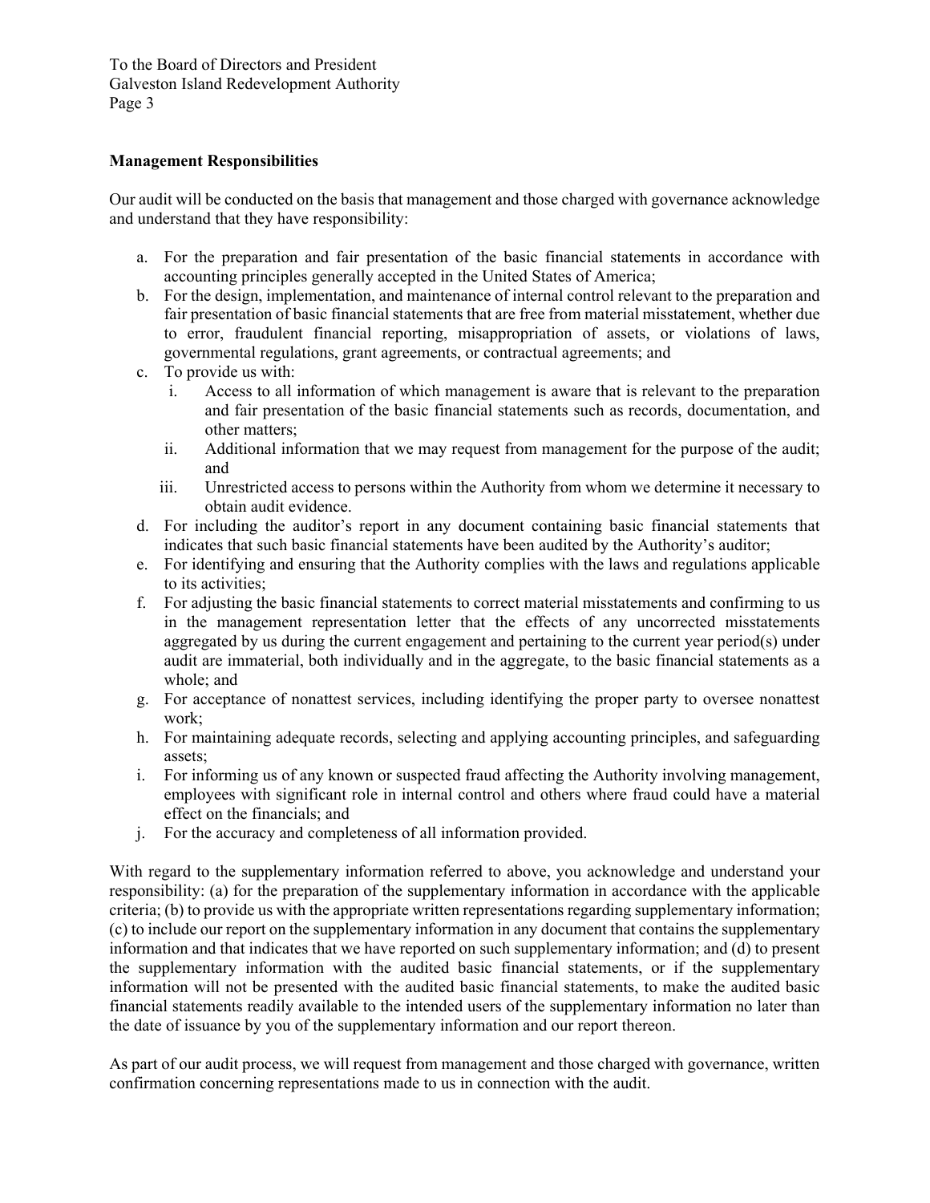**Management Responsibilities**

Our audit will be conducted on the basis that management and those charged with governance acknowledge and understand that they have responsibility:

a. For the preparation and fair presentation of the basic financial statements in accordance with accounting principles generally accepted in the United States of America;
b. For the design, implementation, and maintenance of internal control relevant to the preparation and fair presentation of basic financial statements that are free from material misstatement, whether due to error, fraudulent financial reporting, misappropriation of assets, or violations of laws, governmental regulations, grant agreements, or contractual agreements; and
c. To provide us with:
   i. Access to all information of which management is aware that is relevant to the preparation and fair presentation of the basic financial statements such as records, documentation, and other matters;
   ii. Additional information that we may request from management for the purpose of the audit; and
   iii. Unrestricted access to persons within the Authority from whom we determine it necessary to obtain audit evidence.
d. For including the auditor's report in any document containing basic financial statements that indicates that such basic financial statements have been audited by the Authority's auditor;
e. For identifying and ensuring that the Authority complies with the laws and regulations applicable to its activities;
f. For adjusting the basic financial statements to correct material misstatements and confirming to us in the management representation letter that the effects of any uncorrected misstatements aggregated by us during the current engagement and pertaining to the current year period(s) under audit are immaterial, both individually and in the aggregate, to the basic financial statements as a whole; and
g. For acceptance of nonattest services, including identifying the proper party to oversee nonattest work;
h. For maintaining adequate records, selecting and applying accounting principles, and safeguarding assets;
i. For informing us of any known or suspected fraud affecting the Authority involving management, employees with significant role in internal control and others where fraud could have a material effect on the financials; and
j. For the accuracy and completeness of all information provided.

With regard to the supplementary information referred to above, you acknowledge and understand your responsibility: (a) for the preparation of the supplementary information in accordance with the applicable criteria; (b) to provide us with the appropriate written representations regarding supplementary information; (c) to include our report on the supplementary information in any document that contains the supplementary information and that indicates that we have reported on such supplementary information; and (d) to present the supplementary information with the audited basic financial statements, or if the supplementary information will not be presented with the audited basic financial statements, to make the audited basic financial statements readily available to the intended users of the supplementary information no later than the date of issuance by you of the supplementary information and our report thereon.

As part of our audit process, we will request from management and those charged with governance, written confirmation concerning representations made to us in connection with the audit.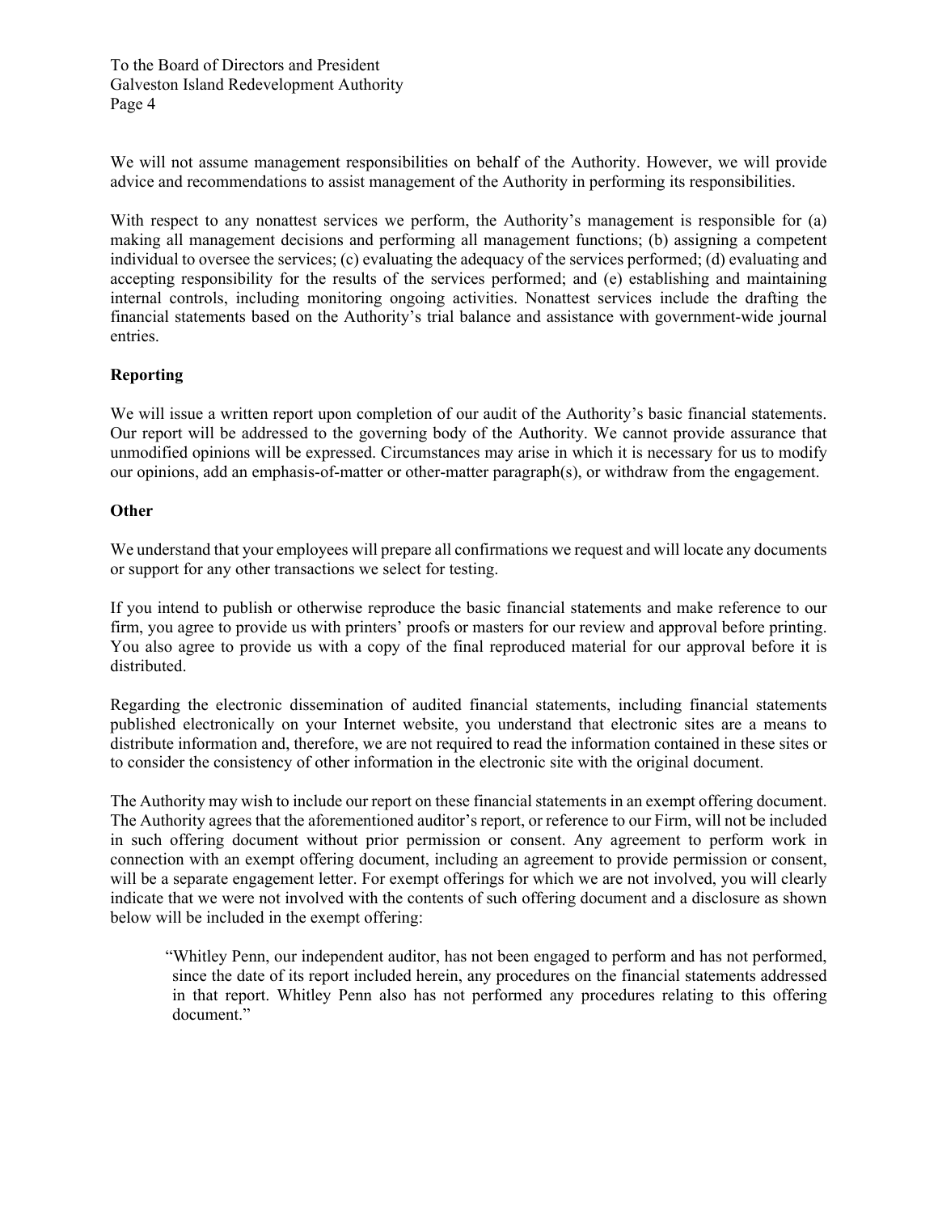We will not assume management responsibilities on behalf of the Authority. However, we will provide advice and recommendations to assist management of the Authority in performing its responsibilities.

With respect to any nonattest services we perform, the Authority's management is responsible for (a) making all management decisions and performing all management functions; (b) assigning a competent individual to oversee the services; (c) evaluating the adequacy of the services performed; (d) evaluating and accepting responsibility for the results of the services performed; and (e) establishing and maintaining internal controls, including monitoring ongoing activities. Nonattest services include the drafting the financial statements based on the Authority's trial balance and assistance with government-wide journal entries.

**Reporting**

We will issue a written report upon completion of our audit of the Authority's basic financial statements. Our report will be addressed to the governing body of the Authority. We cannot provide assurance that unmodified opinions will be expressed. Circumstances may arise in which it is necessary for us to modify our opinions, add an emphasis-of-matter or other-matter paragraph(s), or withdraw from the engagement.

**Other**

We understand that your employees will prepare all confirmations we request and will locate any documents or support for any other transactions we select for testing.

If you intend to publish or otherwise reproduce the basic financial statements and make reference to our firm, you agree to provide us with printers' proofs or masters for our review and approval before printing. You also agree to provide us with a copy of the final reproduced material for our approval before it is distributed.

Regarding the electronic dissemination of audited financial statements, including financial statements published electronically on your Internet website, you understand that electronic sites are a means to distribute information and, therefore, we are not required to read the information contained in these sites or to consider the consistency of other information in the electronic site with the original document.

The Authority may wish to include our report on these financial statements in an exempt offering document. The Authority agrees that the aforementioned auditor's report, or reference to our Firm, will not be included in such offering document without prior permission or consent. Any agreement to perform work in connection with an exempt offering document, including an agreement to provide permission or consent, will be a separate engagement letter. For exempt offerings for which we are not involved, you will clearly indicate that we were not involved with the contents of such offering document and a disclosure as shown below will be included in the exempt offering:

> "Whitley Penn, our independent auditor, has not been engaged to perform and has not performed, since the date of its report included herein, any procedures on the financial statements addressed in that report. Whitley Penn also has not performed any procedures relating to this offering document."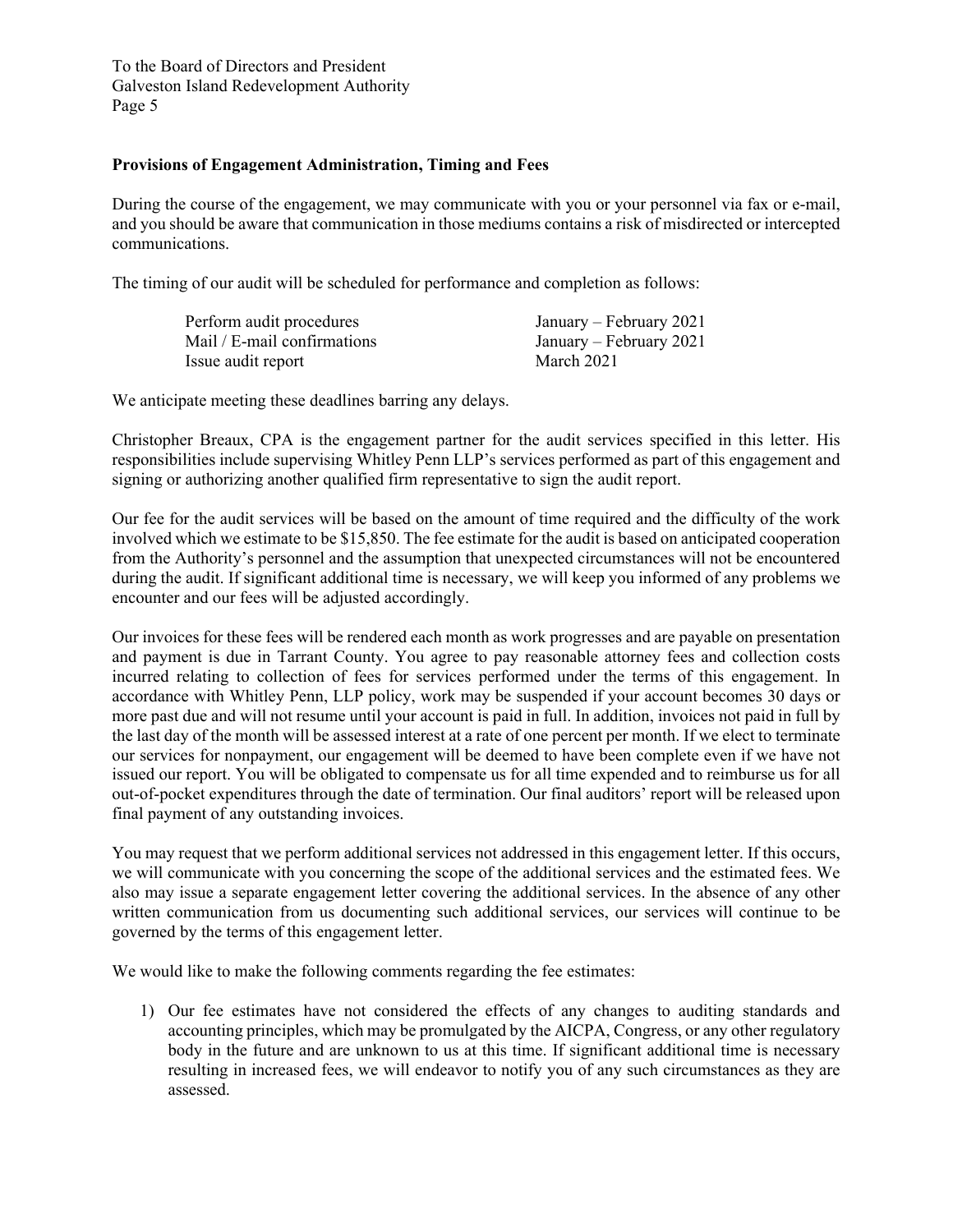#### Provisions of Engagement Administration, Timing and Fees

During the course of the engagement, we may communicate with you or your personnel via fax or e-mail, and you should be aware that communication in those mediums contains a risk of misdirected or intercepted communications.

The timing of our audit will be scheduled for performance and completion as follows:

| | |
|---|---|
| Perform audit procedures | January – February 2021 |
| Mail / E-mail confirmations | January – February 2021 |
| Issue audit report | March 2021 |

We anticipate meeting these deadlines barring any delays.

Christopher Breaux, CPA is the engagement partner for the audit services specified in this letter. His responsibilities include supervising Whitley Penn LLP's services performed as part of this engagement and signing or authorizing another qualified firm representative to sign the audit report.

Our fee for the audit services will be based on the amount of time required and the difficulty of the work involved which we estimate to be $15,850. The fee estimate for the audit is based on anticipated cooperation from the Authority's personnel and the assumption that unexpected circumstances will not be encountered during the audit. If significant additional time is necessary, we will keep you informed of any problems we encounter and our fees will be adjusted accordingly.

Our invoices for these fees will be rendered each month as work progresses and are payable on presentation and payment is due in Tarrant County. You agree to pay reasonable attorney fees and collection costs incurred relating to collection of fees for services performed under the terms of this engagement. In accordance with Whitley Penn, LLP policy, work may be suspended if your account becomes 30 days or more past due and will not resume until your account is paid in full. In addition, invoices not paid in full by the last day of the month will be assessed interest at a rate of one percent per month. If we elect to terminate our services for nonpayment, our engagement will be deemed to have been complete even if we have not issued our report. You will be obligated to compensate us for all time expended and to reimburse us for all out-of-pocket expenditures through the date of termination. Our final auditors' report will be released upon final payment of any outstanding invoices.

You may request that we perform additional services not addressed in this engagement letter. If this occurs, we will communicate with you concerning the scope of the additional services and the estimated fees. We also may issue a separate engagement letter covering the additional services. In the absence of any other written communication from us documenting such additional services, our services will continue to be governed by the terms of this engagement letter.

We would like to make the following comments regarding the fee estimates:

1) Our fee estimates have not considered the effects of any changes to auditing standards and accounting principles, which may be promulgated by the AICPA, Congress, or any other regulatory body in the future and are unknown to us at this time. If significant additional time is necessary resulting in increased fees, we will endeavor to notify you of any such circumstances as they are assessed.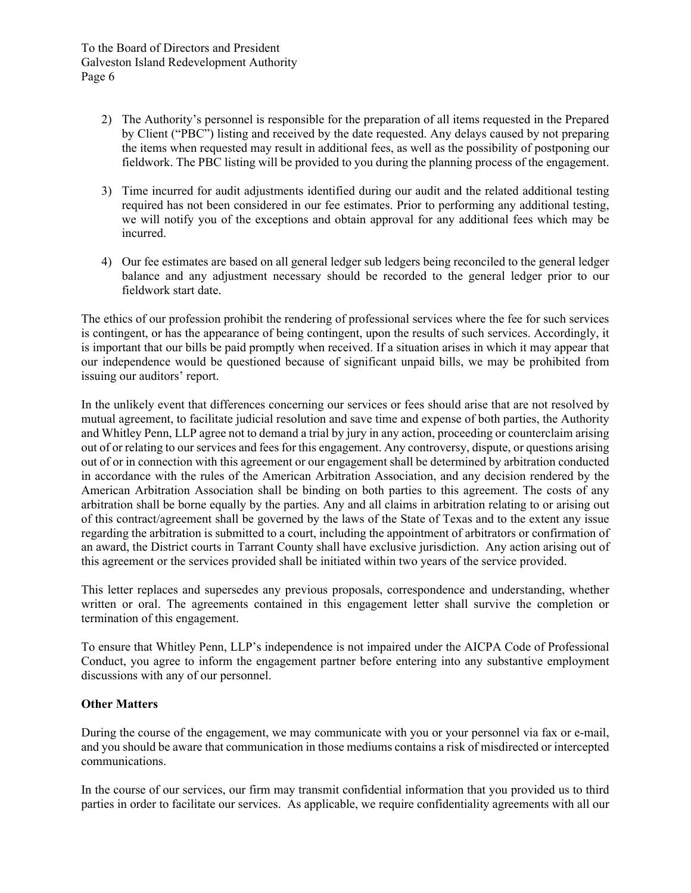2) The Authority's personnel is responsible for the preparation of all items requested in the Prepared by Client ("PBC") listing and received by the date requested. Any delays caused by not preparing the items when requested may result in additional fees, as well as the possibility of postponing our fieldwork. The PBC listing will be provided to you during the planning process of the engagement.

3) Time incurred for audit adjustments identified during our audit and the related additional testing required has not been considered in our fee estimates. Prior to performing any additional testing, we will notify you of the exceptions and obtain approval for any additional fees which may be incurred.

4) Our fee estimates are based on all general ledger sub ledgers being reconciled to the general ledger balance and any adjustment necessary should be recorded to the general ledger prior to our fieldwork start date.

The ethics of our profession prohibit the rendering of professional services where the fee for such services is contingent, or has the appearance of being contingent, upon the results of such services. Accordingly, it is important that our bills be paid promptly when received. If a situation arises in which it may appear that our independence would be questioned because of significant unpaid bills, we may be prohibited from issuing our auditors' report.

In the unlikely event that differences concerning our services or fees should arise that are not resolved by mutual agreement, to facilitate judicial resolution and save time and expense of both parties, the Authority and Whitley Penn, LLP agree not to demand a trial by jury in any action, proceeding or counterclaim arising out of or relating to our services and fees for this engagement. Any controversy, dispute, or questions arising out of or in connection with this agreement or our engagement shall be determined by arbitration conducted in accordance with the rules of the American Arbitration Association, and any decision rendered by the American Arbitration Association shall be binding on both parties to this agreement. The costs of any arbitration shall be borne equally by the parties. Any and all claims in arbitration relating to or arising out of this contract/agreement shall be governed by the laws of the State of Texas and to the extent any issue regarding the arbitration is submitted to a court, including the appointment of arbitrators or confirmation of an award, the District courts in Tarrant County shall have exclusive jurisdiction. Any action arising out of this agreement or the services provided shall be initiated within two years of the service provided.

This letter replaces and supersedes any previous proposals, correspondence and understanding, whether written or oral. The agreements contained in this engagement letter shall survive the completion or termination of this engagement.

To ensure that Whitley Penn, LLP's independence is not impaired under the AICPA Code of Professional Conduct, you agree to inform the engagement partner before entering into any substantive employment discussions with any of our personnel.

**Other Matters**

During the course of the engagement, we may communicate with you or your personnel via fax or e-mail, and you should be aware that communication in those mediums contains a risk of misdirected or intercepted communications.

In the course of our services, our firm may transmit confidential information that you provided us to third parties in order to facilitate our services. As applicable, we require confidentiality agreements with all our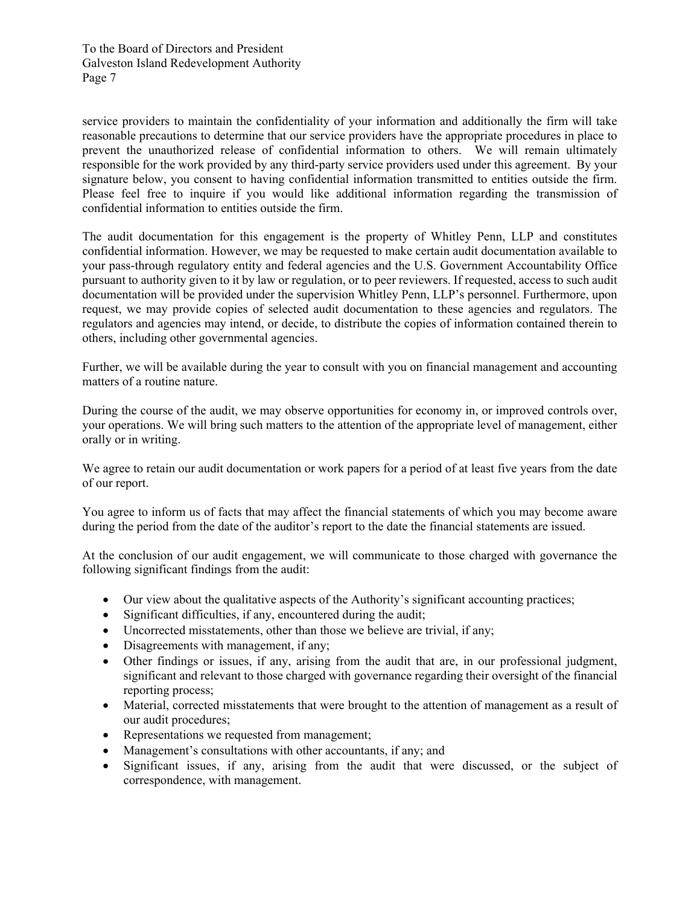service providers to maintain the confidentiality of your information and additionally the firm will take reasonable precautions to determine that our service providers have the appropriate procedures in place to prevent the unauthorized release of confidential information to others. We will remain ultimately responsible for the work provided by any third-party service providers used under this agreement. By your signature below, you consent to having confidential information transmitted to entities outside the firm. Please feel free to inquire if you would like additional information regarding the transmission of confidential information to entities outside the firm.

The audit documentation for this engagement is the property of Whitley Penn, LLP and constitutes confidential information. However, we may be requested to make certain audit documentation available to your pass-through regulatory entity and federal agencies and the U.S. Government Accountability Office pursuant to authority given to it by law or regulation, or to peer reviewers. If requested, access to such audit documentation will be provided under the supervision Whitley Penn, LLP's personnel. Furthermore, upon request, we may provide copies of selected audit documentation to these agencies and regulators. The regulators and agencies may intend, or decide, to distribute the copies of information contained therein to others, including other governmental agencies.

Further, we will be available during the year to consult with you on financial management and accounting matters of a routine nature.

During the course of the audit, we may observe opportunities for economy in, or improved controls over, your operations. We will bring such matters to the attention of the appropriate level of management, either orally or in writing.

We agree to retain our audit documentation or work papers for a period of at least five years from the date of our report.

You agree to inform us of facts that may affect the financial statements of which you may become aware during the period from the date of the auditor's report to the date the financial statements are issued.

At the conclusion of our audit engagement, we will communicate to those charged with governance the following significant findings from the audit:

- Our view about the qualitative aspects of the Authority's significant accounting practices;
- Significant difficulties, if any, encountered during the audit;
- Uncorrected misstatements, other than those we believe are trivial, if any;
- Disagreements with management, if any;
- Other findings or issues, if any, arising from the audit that are, in our professional judgment, significant and relevant to those charged with governance regarding their oversight of the financial reporting process;
- Material, corrected misstatements that were brought to the attention of management as a result of our audit procedures;
- Representations we requested from management;
- Management's consultations with other accountants, if any; and
- Significant issues, if any, arising from the audit that were discussed, or the subject of correspondence, with management.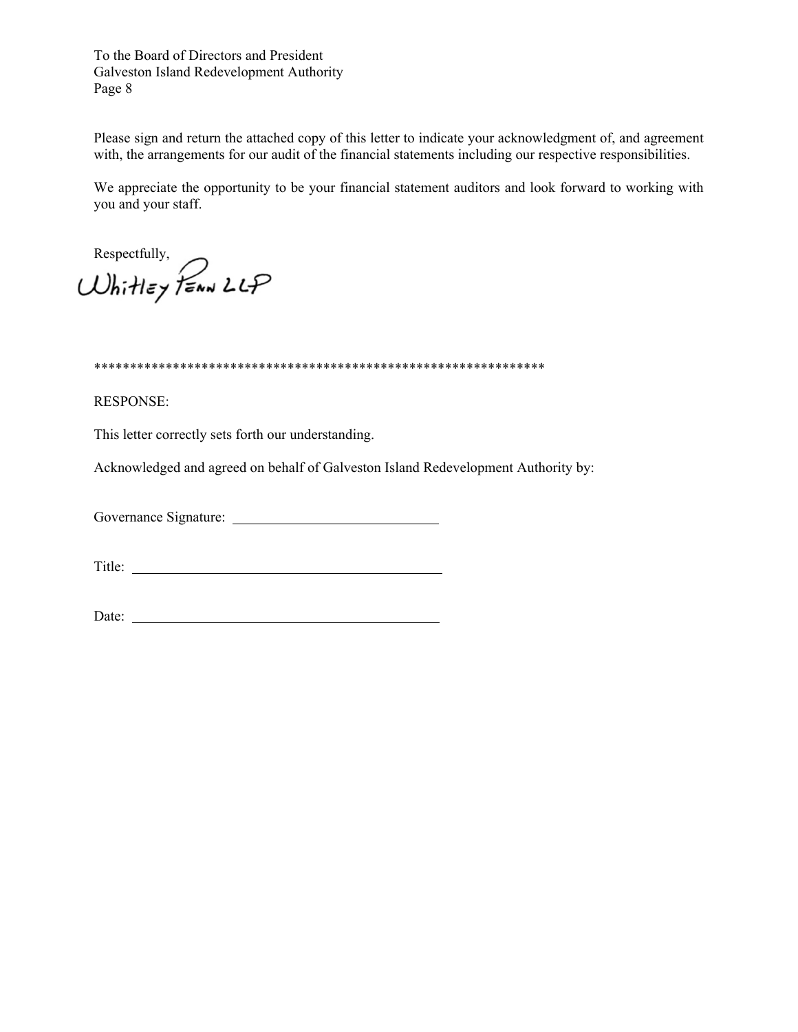To the Board of Directors and President
Galveston Island Redevelopment Authority

Please sign and return the attached copy of this letter to indicate your acknowledgment of, and agreement with, the arrangements for our audit of the financial statements including our respective responsibilities.

We appreciate the opportunity to be your financial statement auditors and look forward to working with you and your staff.

Respectfully,

Whitley Penn LLP

*************************************************************

RESPONSE:

This letter correctly sets forth our understanding.

Acknowledged and agreed on behalf of Galveston Island Redevelopment Authority by:

Governance Signature: ____________________________

Title: ____________________________________________

Date: ____________________________________________